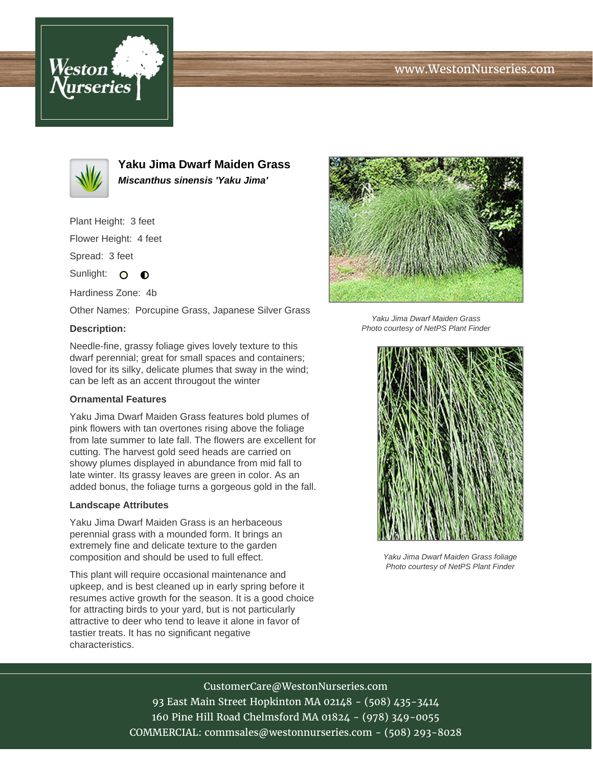# Yaku Jima Dwarf Maiden Grass

***Miscanthus sinensis 'Yaku Jima'***

Plant Height: 3 feet

Flower Height: 4 feet

Spread: 3 feet

Sunlight:

Hardiness Zone: 4b

Other Names: Porcupine Grass, Japanese Silver Grass

**Description:**

Needle-fine, grassy foliage gives lovely texture to this dwarf perennial; great for small spaces and containers; loved for its silky, delicate plumes that sway in the wind; can be left as an accent througout the winter

### Ornamental Features

Yaku Jima Dwarf Maiden Grass features bold plumes of pink flowers with tan overtones rising above the foliage from late summer to late fall. The flowers are excellent for cutting. The harvest gold seed heads are carried on showy plumes displayed in abundance from mid fall to late winter. Its grassy leaves are green in color. As an added bonus, the foliage turns a gorgeous gold in the fall.

### Landscape Attributes

Yaku Jima Dwarf Maiden Grass is an herbaceous perennial grass with a mounded form. It brings an extremely fine and delicate texture to the garden composition and should be used to full effect.

This plant will require occasional maintenance and upkeep, and is best cleaned up in early spring before it resumes active growth for the season. It is a good choice for attracting birds to your yard, but is not particularly attractive to deer who tend to leave it alone in favor of tastier treats. It has no significant negative characteristics.

*Yaku Jima Dwarf Maiden Grass*
*Photo courtesy of NetPS Plant Finder*

*Yaku Jima Dwarf Maiden Grass foliage*
*Photo courtesy of NetPS Plant Finder*

CustomerCare@WestonNurseries.com
93 East Main Street Hopkinton MA 02148 - (508) 435-3414
160 Pine Hill Road Chelmsford MA 01824 - (978) 349-0055
COMMERCIAL: commsales@westonnurseries.com - (508) 293-8028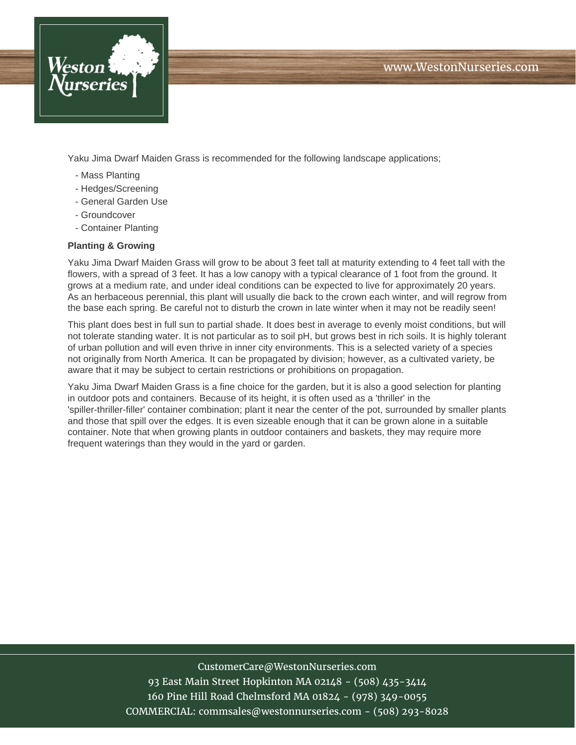Yaku Jima Dwarf Maiden Grass is recommended for the following landscape applications;

- Mass Planting
- Hedges/Screening
- General Garden Use
- Groundcover
- Container Planting

**Planting & Growing**

Yaku Jima Dwarf Maiden Grass will grow to be about 3 feet tall at maturity extending to 4 feet tall with the flowers, with a spread of 3 feet. It has a low canopy with a typical clearance of 1 foot from the ground. It grows at a medium rate, and under ideal conditions can be expected to live for approximately 20 years. As an herbaceous perennial, this plant will usually die back to the crown each winter, and will regrow from the base each spring. Be careful not to disturb the crown in late winter when it may not be readily seen!

This plant does best in full sun to partial shade. It does best in average to evenly moist conditions, but will not tolerate standing water. It is not particular as to soil pH, but grows best in rich soils. It is highly tolerant of urban pollution and will even thrive in inner city environments. This is a selected variety of a species not originally from North America. It can be propagated by division; however, as a cultivated variety, be aware that it may be subject to certain restrictions or prohibitions on propagation.

Yaku Jima Dwarf Maiden Grass is a fine choice for the garden, but it is also a good selection for planting in outdoor pots and containers. Because of its height, it is often used as a 'thriller' in the 'spiller-thriller-filler' container combination; plant it near the center of the pot, surrounded by smaller plants and those that spill over the edges. It is even sizeable enough that it can be grown alone in a suitable container. Note that when growing plants in outdoor containers and baskets, they may require more frequent waterings than they would in the yard or garden.